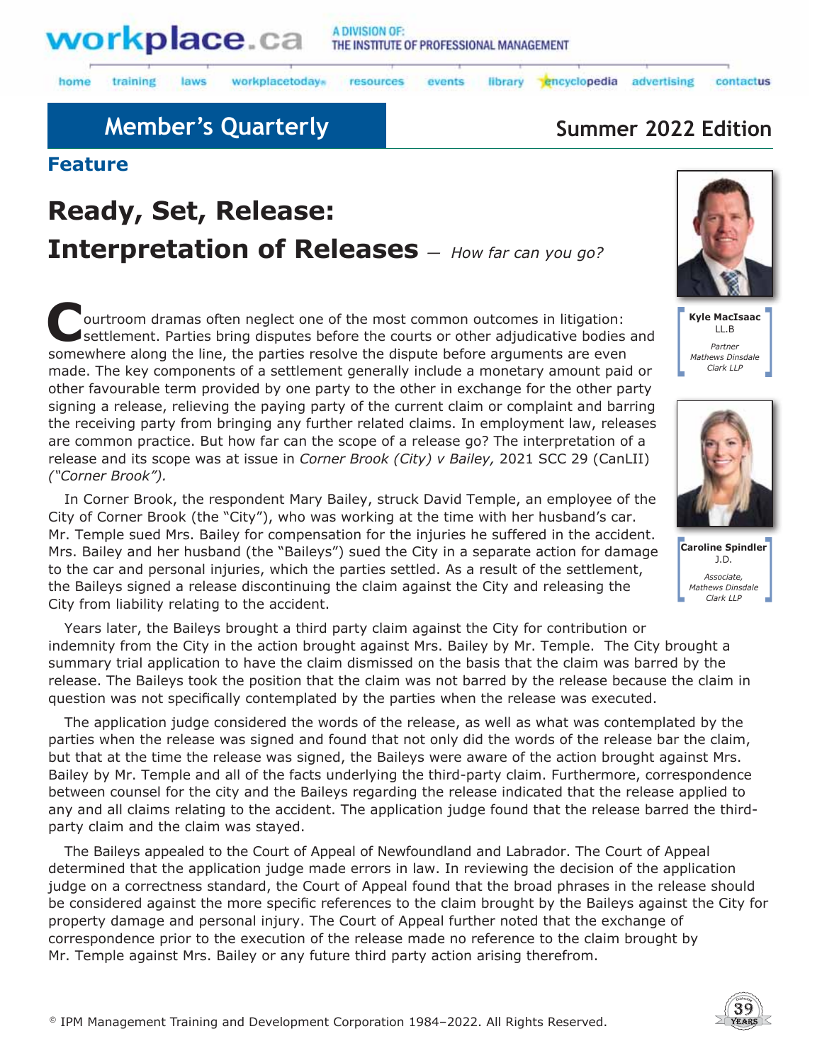# Member's Quarterly

**Summer 2022 Edition**

## Feature

# Ready, Set, Release: Interpretation of Releases — *How far can you go?*

**Kyle MacIsaac**
LL.B
*Partner*
*Mathews Dinsdale Clark LLP*

**Caroline Spindler**
J.D.
*Associate,*
*Mathews Dinsdale Clark LLP*

Courtroom dramas often neglect one of the most common outcomes in litigation: settlement. Parties bring disputes before the courts or other adjudicative bodies and somewhere along the line, the parties resolve the dispute before arguments are even made. The key components of a settlement generally include a monetary amount paid or other favourable term provided by one party to the other in exchange for the other party signing a release, relieving the paying party of the current claim or complaint and barring the receiving party from bringing any further related claims. In employment law, releases are common practice. But how far can the scope of a release go? The interpretation of a release and its scope was at issue in *Corner Brook (City) v Bailey,* 2021 SCC 29 (CanLII) *("Corner Brook").*

In Corner Brook, the respondent Mary Bailey, struck David Temple, an employee of the City of Corner Brook (the "City"), who was working at the time with her husband's car. Mr. Temple sued Mrs. Bailey for compensation for the injuries he suffered in the accident. Mrs. Bailey and her husband (the "Baileys") sued the City in a separate action for damage to the car and personal injuries, which the parties settled. As a result of the settlement, the Baileys signed a release discontinuing the claim against the City and releasing the City from liability relating to the accident.

Years later, the Baileys brought a third party claim against the City for contribution or indemnity from the City in the action brought against Mrs. Bailey by Mr. Temple. The City brought a summary trial application to have the claim dismissed on the basis that the claim was barred by the release. The Baileys took the position that the claim was not barred by the release because the claim in question was not specifically contemplated by the parties when the release was executed.

The application judge considered the words of the release, as well as what was contemplated by the parties when the release was signed and found that not only did the words of the release bar the claim, but that at the time the release was signed, the Baileys were aware of the action brought against Mrs. Bailey by Mr. Temple and all of the facts underlying the third-party claim. Furthermore, correspondence between counsel for the city and the Baileys regarding the release indicated that the release applied to any and all claims relating to the accident. The application judge found that the release barred the third-party claim and the claim was stayed.

The Baileys appealed to the Court of Appeal of Newfoundland and Labrador. The Court of Appeal determined that the application judge made errors in law. In reviewing the decision of the application judge on a correctness standard, the Court of Appeal found that the broad phrases in the release should be considered against the more specific references to the claim brought by the Baileys against the City for property damage and personal injury. The Court of Appeal further noted that the exchange of correspondence prior to the execution of the release made no reference to the claim brought by Mr. Temple against Mrs. Bailey or any future third party action arising therefrom.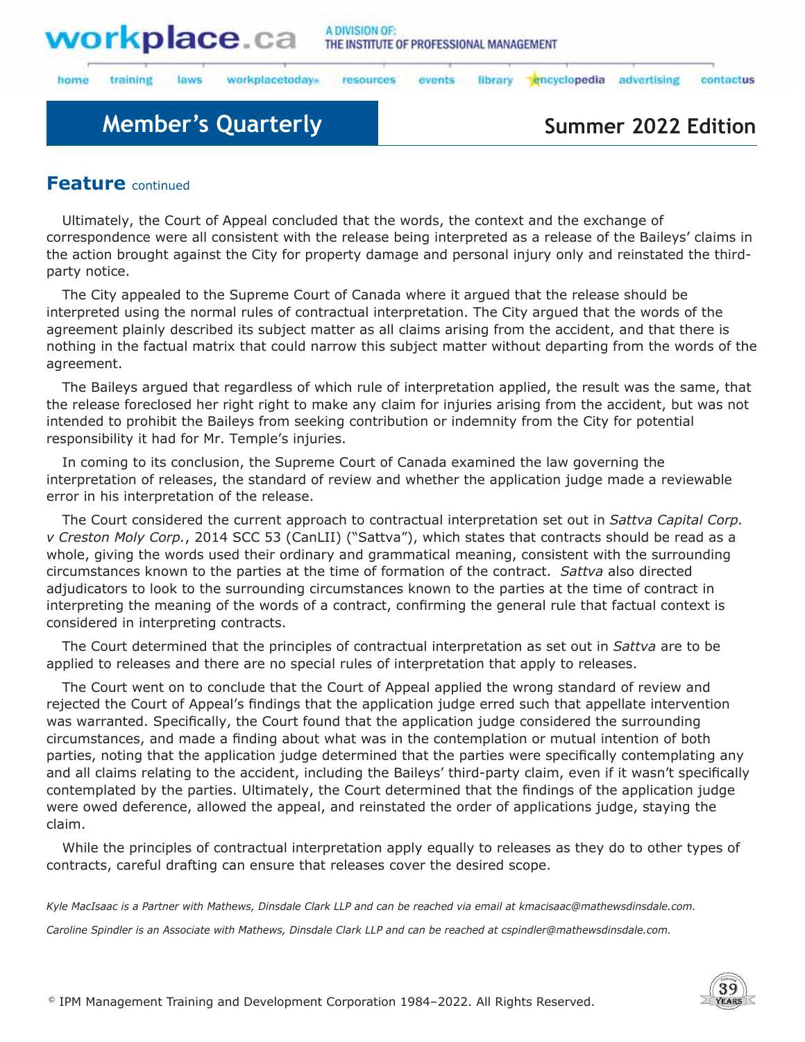## Feature continued

Ultimately, the Court of Appeal concluded that the words, the context and the exchange of correspondence were all consistent with the release being interpreted as a release of the Baileys' claims in the action brought against the City for property damage and personal injury only and reinstated the third-party notice.

The City appealed to the Supreme Court of Canada where it argued that the release should be interpreted using the normal rules of contractual interpretation. The City argued that the words of the agreement plainly described its subject matter as all claims arising from the accident, and that there is nothing in the factual matrix that could narrow this subject matter without departing from the words of the agreement.

The Baileys argued that regardless of which rule of interpretation applied, the result was the same, that the release foreclosed her right right to make any claim for injuries arising from the accident, but was not intended to prohibit the Baileys from seeking contribution or indemnity from the City for potential responsibility it had for Mr. Temple's injuries.

In coming to its conclusion, the Supreme Court of Canada examined the law governing the interpretation of releases, the standard of review and whether the application judge made a reviewable error in his interpretation of the release.

The Court considered the current approach to contractual interpretation set out in *Sattva Capital Corp. v Creston Moly Corp.*, 2014 SCC 53 (CanLII) ("Sattva"), which states that contracts should be read as a whole, giving the words used their ordinary and grammatical meaning, consistent with the surrounding circumstances known to the parties at the time of formation of the contract. *Sattva* also directed adjudicators to look to the surrounding circumstances known to the parties at the time of contract in interpreting the meaning of the words of a contract, confirming the general rule that factual context is considered in interpreting contracts.

The Court determined that the principles of contractual interpretation as set out in *Sattva* are to be applied to releases and there are no special rules of interpretation that apply to releases.

The Court went on to conclude that the Court of Appeal applied the wrong standard of review and rejected the Court of Appeal's findings that the application judge erred such that appellate intervention was warranted. Specifically, the Court found that the application judge considered the surrounding circumstances, and made a finding about what was in the contemplation or mutual intention of both parties, noting that the application judge determined that the parties were specifically contemplating any and all claims relating to the accident, including the Baileys' third-party claim, even if it wasn't specifically contemplated by the parties. Ultimately, the Court determined that the findings of the application judge were owed deference, allowed the appeal, and reinstated the order of applications judge, staying the claim.

While the principles of contractual interpretation apply equally to releases as they do to other types of contracts, careful drafting can ensure that releases cover the desired scope.

*Kyle MacIsaac is a Partner with Mathews, Dinsdale Clark LLP and can be reached via email at kmacisaac@mathewsdinsdale.com.*

*Caroline Spindler is an Associate with Mathews, Dinsdale Clark LLP and can be reached at cspindler@mathewsdinsdale.com.*